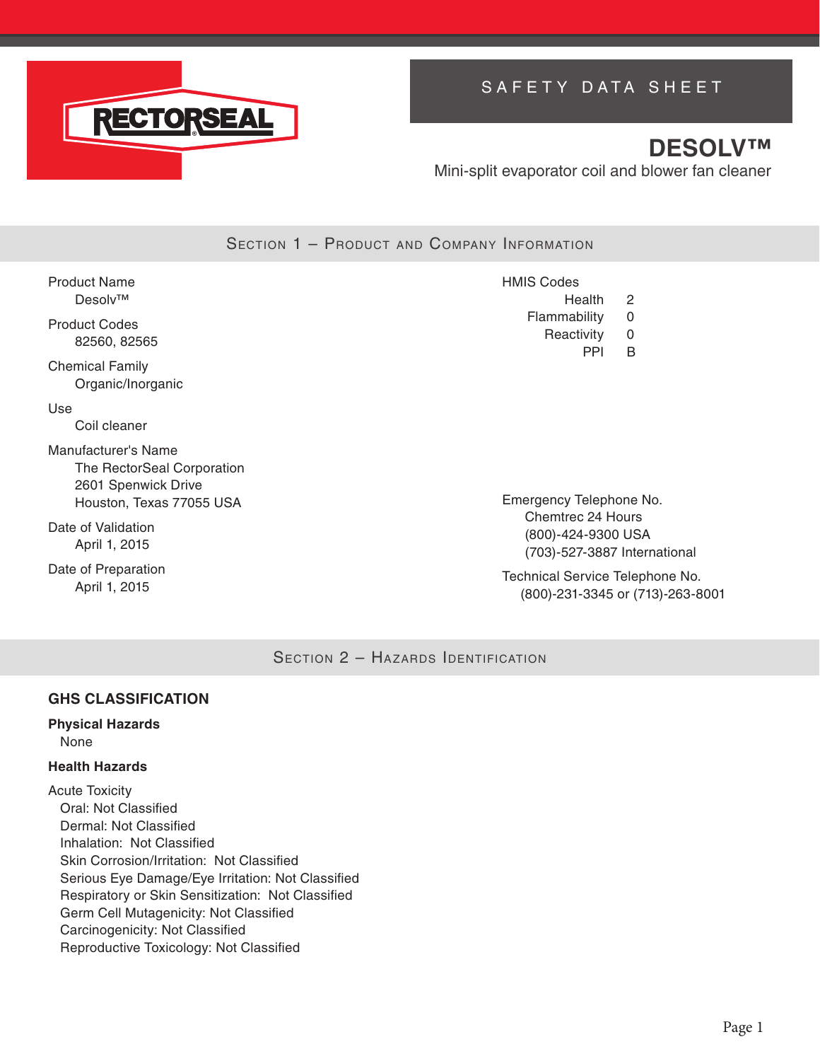RECTORSEAL

# SAFETY DATA SHEET

## DESOLV™

Mini-split evaporator coil and blower fan cleaner

## Section 1 – Product and Company Information

**Product Name**
Desolv™

**Product Codes**
82560, 82565

**Chemical Family**
Organic/Inorganic

**Use**
Coil cleaner

**Manufacturer's Name**
The RectorSeal Corporation
2601 Spenwick Drive
Houston, Texas 77055 USA

**Date of Validation**
April 1, 2015

**Date of Preparation**
April 1, 2015

**HMIS Codes**

| | |
|---|---|
| Health | 2 |
| Flammability | 0 |
| Reactivity | 0 |
| PPI | B |

**Emergency Telephone No.**
Chemtrec 24 Hours
(800)-424-9300 USA
(703)-527-3887 International

**Technical Service Telephone No.**
(800)-231-3345 or (713)-263-8001

## Section 2 – Hazards Identification

### GHS CLASSIFICATION

**Physical Hazards**
None

**Health Hazards**

Acute Toxicity
- Oral: Not Classified
- Dermal: Not Classified
- Inhalation: Not Classified
- Skin Corrosion/Irritation: Not Classified
- Serious Eye Damage/Eye Irritation: Not Classified
- Respiratory or Skin Sensitization: Not Classified
- Germ Cell Mutagenicity: Not Classified
- Carcinogenicity: Not Classified
- Reproductive Toxicology: Not Classified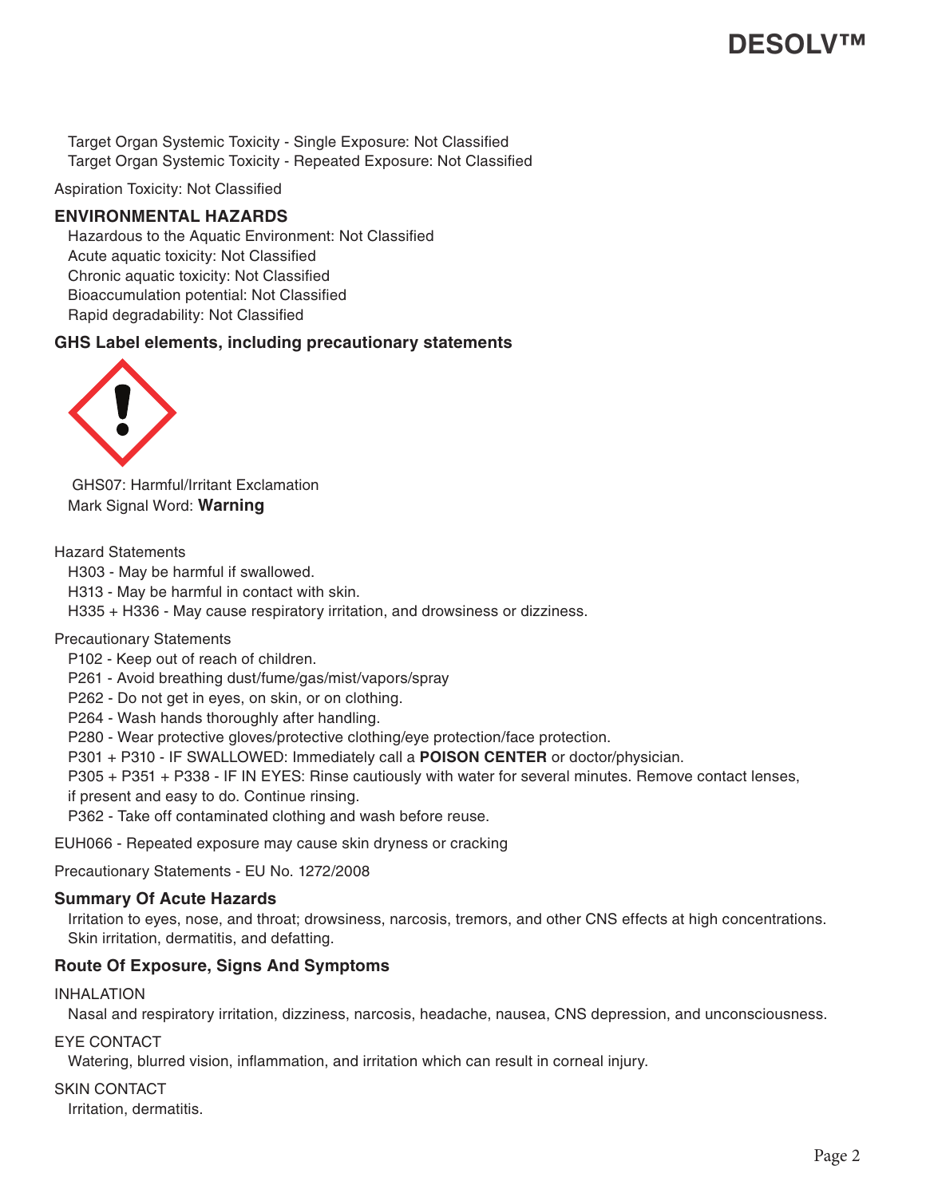Target Organ Systemic Toxicity - Single Exposure: Not Classified
Target Organ Systemic Toxicity - Repeated Exposure: Not Classified

Aspiration Toxicity: Not Classified

### ENVIRONMENTAL HAZARDS

Hazardous to the Aquatic Environment: Not Classified
Acute aquatic toxicity: Not Classified
Chronic aquatic toxicity: Not Classified
Bioaccumulation potential: Not Classified
Rapid degradability: Not Classified

### GHS Label elements, including precautionary statements

GHS07: Harmful/Irritant Exclamation
Mark Signal Word: **Warning**

Hazard Statements

H303 - May be harmful if swallowed.
H313 - May be harmful in contact with skin.
H335 + H336 - May cause respiratory irritation, and drowsiness or dizziness.

Precautionary Statements

P102 - Keep out of reach of children.
P261 - Avoid breathing dust/fume/gas/mist/vapors/spray
P262 - Do not get in eyes, on skin, or on clothing.
P264 - Wash hands thoroughly after handling.
P280 - Wear protective gloves/protective clothing/eye protection/face protection.
P301 + P310 - IF SWALLOWED: Immediately call a **POISON CENTER** or doctor/physician.
P305 + P351 + P338 - IF IN EYES: Rinse cautiously with water for several minutes. Remove contact lenses, if present and easy to do. Continue rinsing.
P362 - Take off contaminated clothing and wash before reuse.

EUH066 - Repeated exposure may cause skin dryness or cracking

Precautionary Statements - EU No. 1272/2008

### Summary Of Acute Hazards

Irritation to eyes, nose, and throat; drowsiness, narcosis, tremors, and other CNS effects at high concentrations. Skin irritation, dermatitis, and defatting.

### Route Of Exposure, Signs And Symptoms

INHALATION

Nasal and respiratory irritation, dizziness, narcosis, headache, nausea, CNS depression, and unconsciousness.

EYE CONTACT

Watering, blurred vision, inflammation, and irritation which can result in corneal injury.

SKIN CONTACT

Irritation, dermatitis.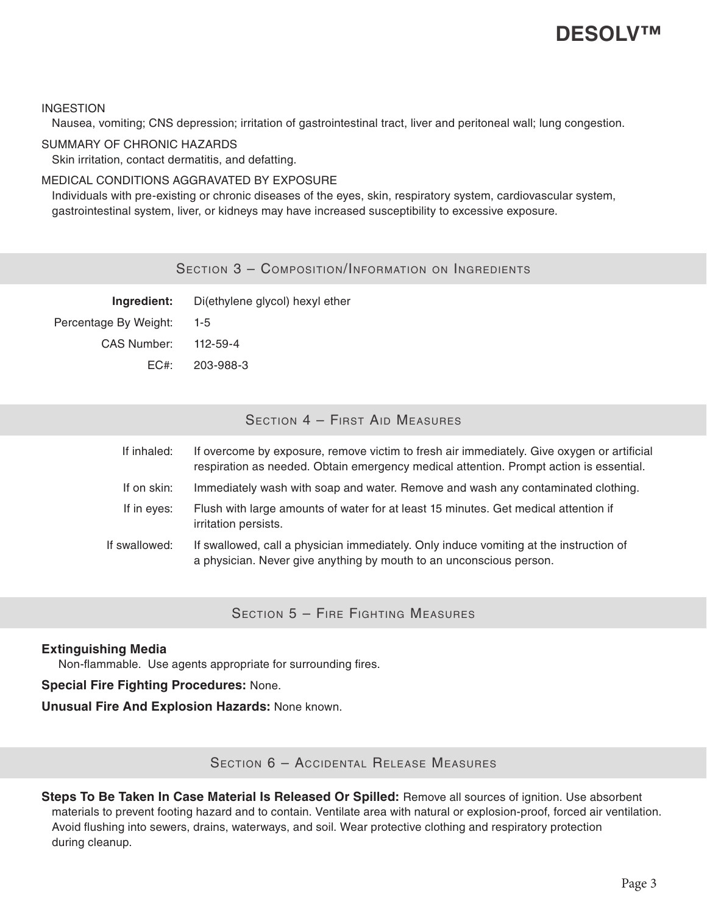INGESTION

Nausea, vomiting; CNS depression; irritation of gastrointestinal tract, liver and peritoneal wall; lung congestion.

SUMMARY OF CHRONIC HAZARDS

Skin irritation, contact dermatitis, and defatting.

MEDICAL CONDITIONS AGGRAVATED BY EXPOSURE

Individuals with pre-existing or chronic diseases of the eyes, skin, respiratory system, cardiovascular system, gastrointestinal system, liver, or kidneys may have increased susceptibility to excessive exposure.

## Section 3 – Composition/Information on Ingredients

| **Ingredient:** | Di(ethylene glycol) hexyl ether |
|---|---|
| Percentage By Weight: | 1-5 |
| CAS Number: | 112-59-4 |
| EC#: | 203-988-3 |

## Section 4 – First Aid Measures

| | |
|---|---|
| If inhaled: | If overcome by exposure, remove victim to fresh air immediately. Give oxygen or artificial respiration as needed. Obtain emergency medical attention. Prompt action is essential. |
| If on skin: | Immediately wash with soap and water. Remove and wash any contaminated clothing. |
| If in eyes: | Flush with large amounts of water for at least 15 minutes. Get medical attention if irritation persists. |
| If swallowed: | If swallowed, call a physician immediately. Only induce vomiting at the instruction of a physician. Never give anything by mouth to an unconscious person. |

## Section 5 – Fire Fighting Measures

**Extinguishing Media**

Non-flammable. Use agents appropriate for surrounding fires.

**Special Fire Fighting Procedures:** None.

**Unusual Fire And Explosion Hazards:** None known.

## Section 6 – Accidental Release Measures

**Steps To Be Taken In Case Material Is Released Or Spilled:** Remove all sources of ignition. Use absorbent materials to prevent footing hazard and to contain. Ventilate area with natural or explosion-proof, forced air ventilation. Avoid flushing into sewers, drains, waterways, and soil. Wear protective clothing and respiratory protection during cleanup.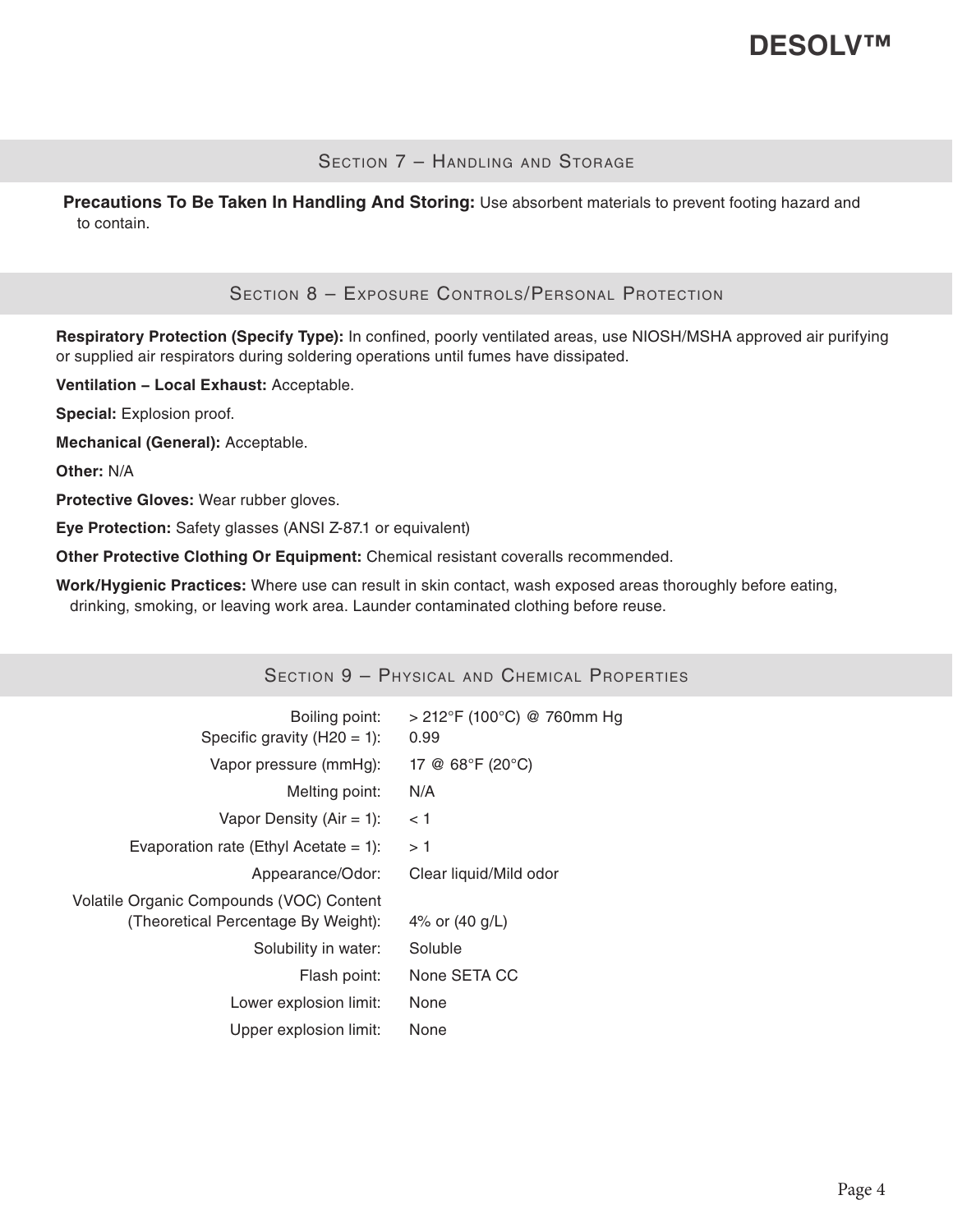## Section 7 – Handling and Storage

**Precautions To Be Taken In Handling And Storing:** Use absorbent materials to prevent footing hazard and to contain.

## Section 8 – Exposure Controls/Personal Protection

**Respiratory Protection (Specify Type):** In confined, poorly ventilated areas, use NIOSH/MSHA approved air purifying or supplied air respirators during soldering operations until fumes have dissipated.

**Ventilation – Local Exhaust:** Acceptable.

**Special:** Explosion proof.

**Mechanical (General):** Acceptable.

**Other:** N/A

**Protective Gloves:** Wear rubber gloves.

**Eye Protection:** Safety glasses (ANSI Z-87.1 or equivalent)

**Other Protective Clothing Or Equipment:** Chemical resistant coveralls recommended.

**Work/Hygienic Practices:** Where use can result in skin contact, wash exposed areas thoroughly before eating, drinking, smoking, or leaving work area. Launder contaminated clothing before reuse.

## Section 9 – Physical and Chemical Properties

| Property | Value |
|---|---|
| Boiling point: | > 212°F (100°C) @ 760mm Hg |
| Specific gravity (H20 = 1): | 0.99 |
| Vapor pressure (mmHg): | 17 @ 68°F (20°C) |
| Melting point: | N/A |
| Vapor Density (Air = 1): | < 1 |
| Evaporation rate (Ethyl Acetate = 1): | > 1 |
| Appearance/Odor: | Clear liquid/Mild odor |
| Volatile Organic Compounds (VOC) Content (Theoretical Percentage By Weight): | 4% or (40 g/L) |
| Solubility in water: | Soluble |
| Flash point: | None SETA CC |
| Lower explosion limit: | None |
| Upper explosion limit: | None |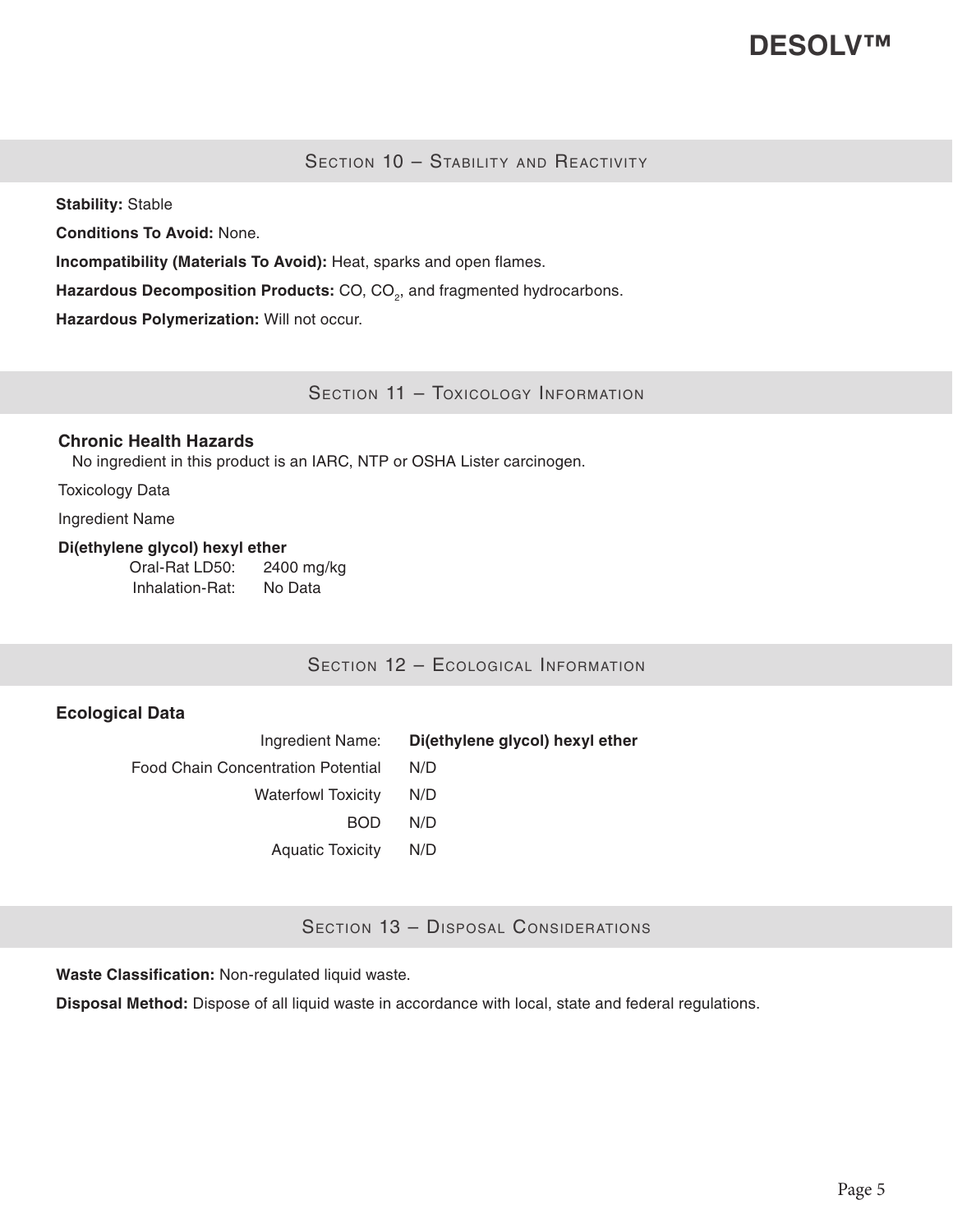## Section 10 – Stability and Reactivity

**Stability:** Stable

**Conditions To Avoid:** None.

**Incompatibility (Materials To Avoid):** Heat, sparks and open flames.

**Hazardous Decomposition Products:** CO, $CO_2$, and fragmented hydrocarbons.

**Hazardous Polymerization:** Will not occur.

## Section 11 – Toxicology Information

### Chronic Health Hazards

No ingredient in this product is an IARC, NTP or OSHA Lister carcinogen.

Toxicology Data

Ingredient Name

**Di(ethylene glycol) hexyl ether**

| | |
|---|---|
| Oral-Rat LD50: | 2400 mg/kg |
| Inhalation-Rat: | No Data |

## Section 12 – Ecological Information

### Ecological Data

| Ingredient Name: | **Di(ethylene glycol) hexyl ether** |
|---|---|
| Food Chain Concentration Potential | N/D |
| Waterfowl Toxicity | N/D |
| BOD | N/D |
| Aquatic Toxicity | N/D |

## Section 13 – Disposal Considerations

**Waste Classification:** Non-regulated liquid waste.

**Disposal Method:** Dispose of all liquid waste in accordance with local, state and federal regulations.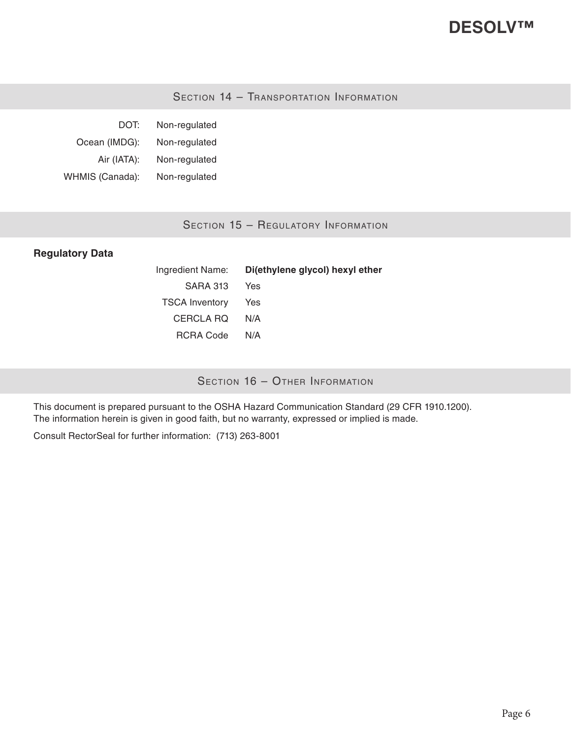## Section 14 – Transportation Information

| | |
|---|---|
| DOT: | Non-regulated |
| Ocean (IMDG): | Non-regulated |
| Air (IATA): | Non-regulated |
| WHMIS (Canada): | Non-regulated |

## Section 15 – Regulatory Information

**Regulatory Data**

| | |
|---|---|
| Ingredient Name: | **Di(ethylene glycol) hexyl ether** |
| SARA 313 | Yes |
| TSCA Inventory | Yes |
| CERCLA RQ | N/A |
| RCRA Code | N/A |

## Section 16 – Other Information

This document is prepared pursuant to the OSHA Hazard Communication Standard (29 CFR 1910.1200). The information herein is given in good faith, but no warranty, expressed or implied is made.

Consult RectorSeal for further information: (713) 263-8001